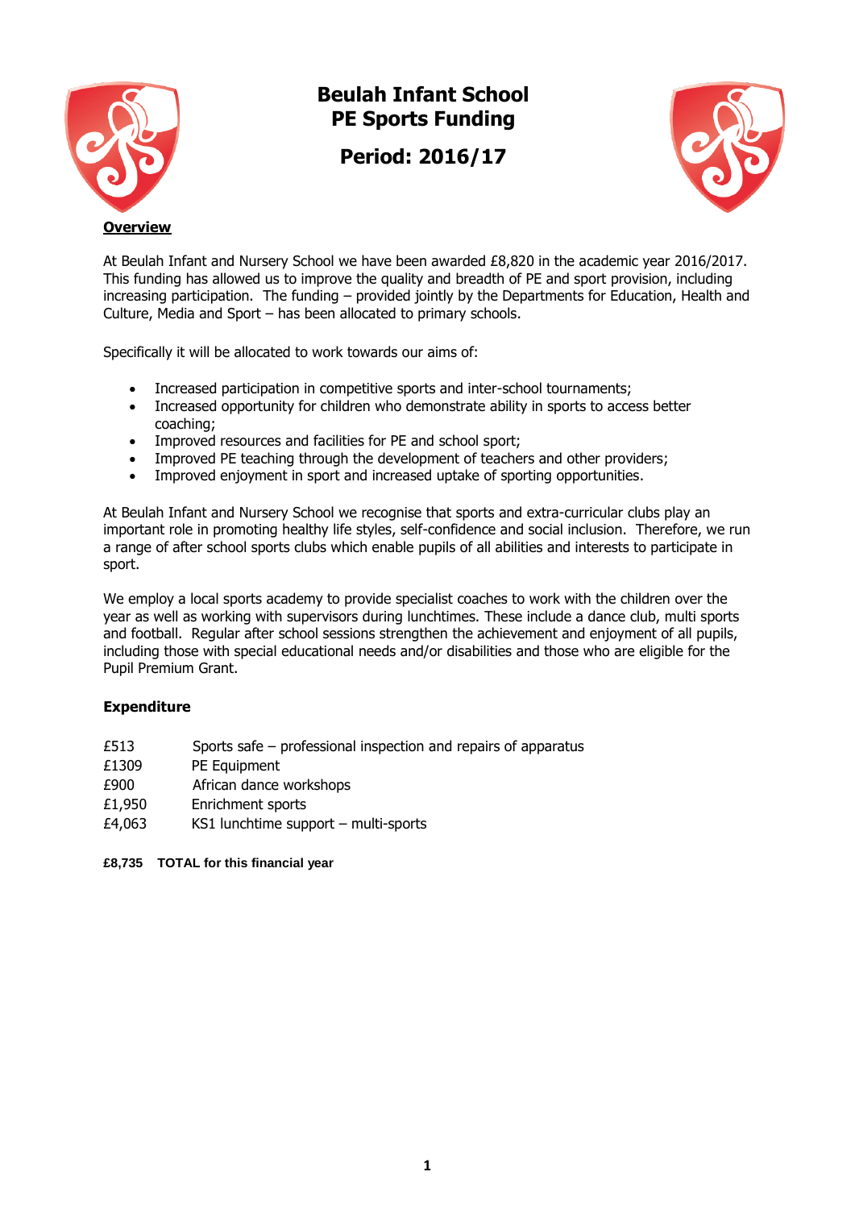# Beulah Infant School
## PE Sports Funding

## Period: 2016/17

**Overview**

At Beulah Infant and Nursery School we have been awarded £8,820 in the academic year 2016/2017. This funding has allowed us to improve the quality and breadth of PE and sport provision, including increasing participation. The funding – provided jointly by the Departments for Education, Health and Culture, Media and Sport – has been allocated to primary schools.

Specifically it will be allocated to work towards our aims of:

- Increased participation in competitive sports and inter-school tournaments;
- Increased opportunity for children who demonstrate ability in sports to access better coaching;
- Improved resources and facilities for PE and school sport;
- Improved PE teaching through the development of teachers and other providers;
- Improved enjoyment in sport and increased uptake of sporting opportunities.

At Beulah Infant and Nursery School we recognise that sports and extra-curricular clubs play an important role in promoting healthy life styles, self-confidence and social inclusion. Therefore, we run a range of after school sports clubs which enable pupils of all abilities and interests to participate in sport.

We employ a local sports academy to provide specialist coaches to work with the children over the year as well as working with supervisors during lunchtimes. These include a dance club, multi sports and football. Regular after school sessions strengthen the achievement and enjoyment of all pupils, including those with special educational needs and/or disabilities and those who are eligible for the Pupil Premium Grant.

**Expenditure**

| | |
|---|---|
| £513 | Sports safe – professional inspection and repairs of apparatus |
| £1309 | PE Equipment |
| £900 | African dance workshops |
| £1,950 | Enrichment sports |
| £4,063 | KS1 lunchtime support – multi-sports |

**£8,735 TOTAL for this financial year**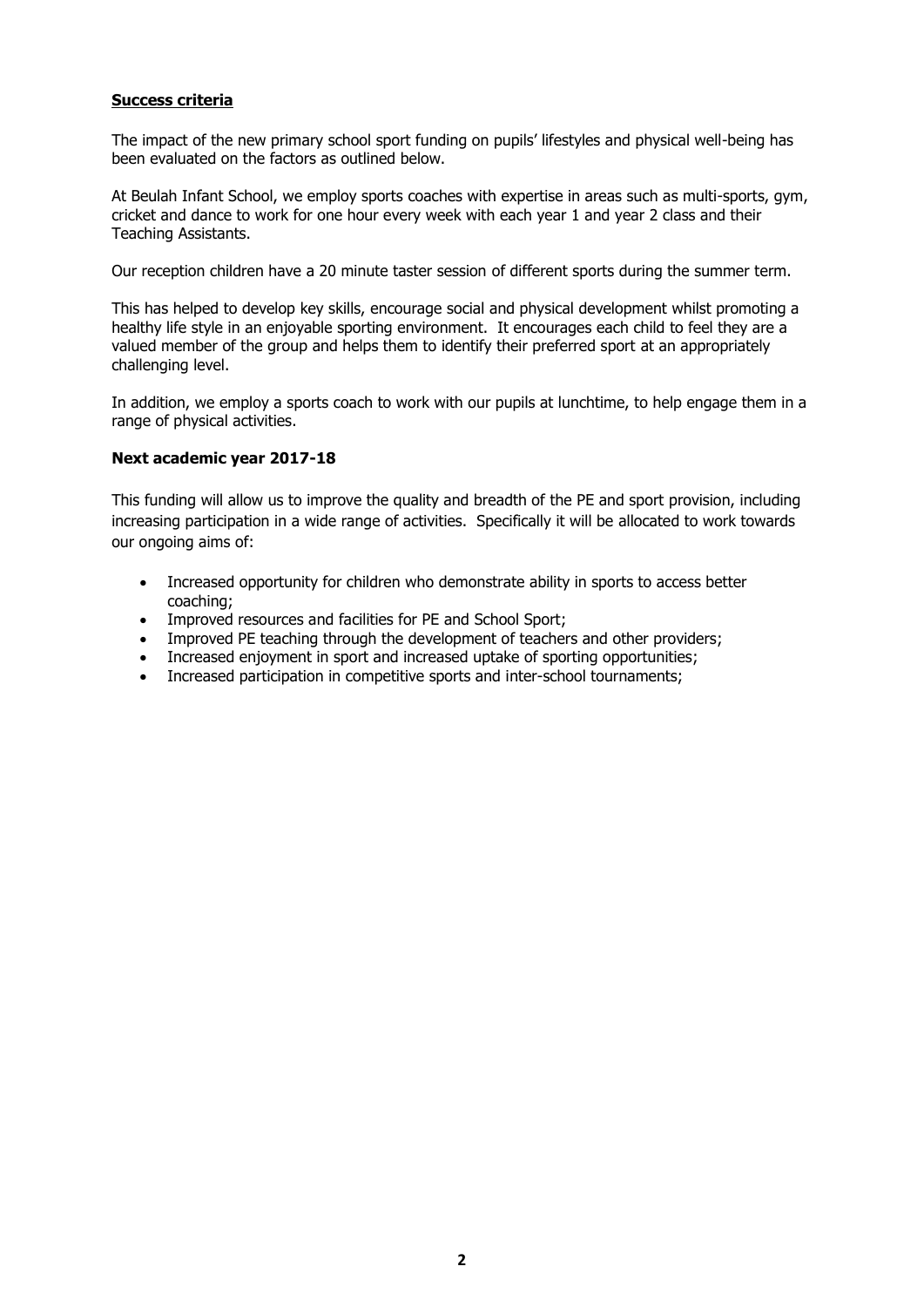**Success criteria**

The impact of the new primary school sport funding on pupils' lifestyles and physical well-being has been evaluated on the factors as outlined below.

At Beulah Infant School, we employ sports coaches with expertise in areas such as multi-sports, gym, cricket and dance to work for one hour every week with each year 1 and year 2 class and their Teaching Assistants.

Our reception children have a 20 minute taster session of different sports during the summer term.

This has helped to develop key skills, encourage social and physical development whilst promoting a healthy life style in an enjoyable sporting environment. It encourages each child to feel they are a valued member of the group and helps them to identify their preferred sport at an appropriately challenging level.

In addition, we employ a sports coach to work with our pupils at lunchtime, to help engage them in a range of physical activities.

**Next academic year 2017-18**

This funding will allow us to improve the quality and breadth of the PE and sport provision, including increasing participation in a wide range of activities. Specifically it will be allocated to work towards our ongoing aims of:

- Increased opportunity for children who demonstrate ability in sports to access better coaching;
- Improved resources and facilities for PE and School Sport;
- Improved PE teaching through the development of teachers and other providers;
- Increased enjoyment in sport and increased uptake of sporting opportunities;
- Increased participation in competitive sports and inter-school tournaments;